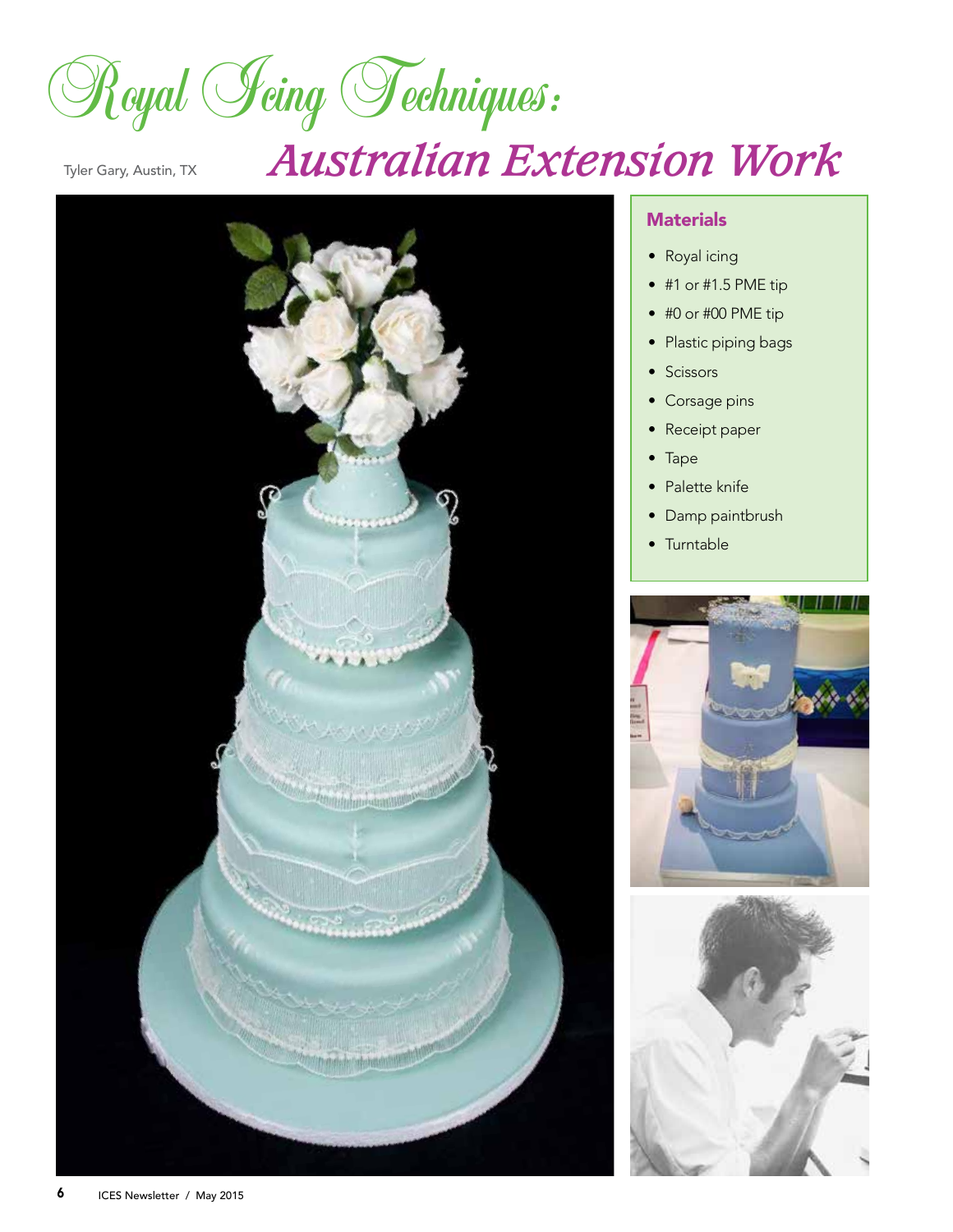# Royal Icing Techniques:

# Australian Extension Work

Tyler Gary, Austin, TX

### Materials

- Royal icing
- #1 or #1.5 PME tip
- #0 or #00 PME tip
- Plastic piping bags
- Scissors
- Corsage pins
- Receipt paper
- Tape
- Palette knife
- Damp paintbrush
- Turntable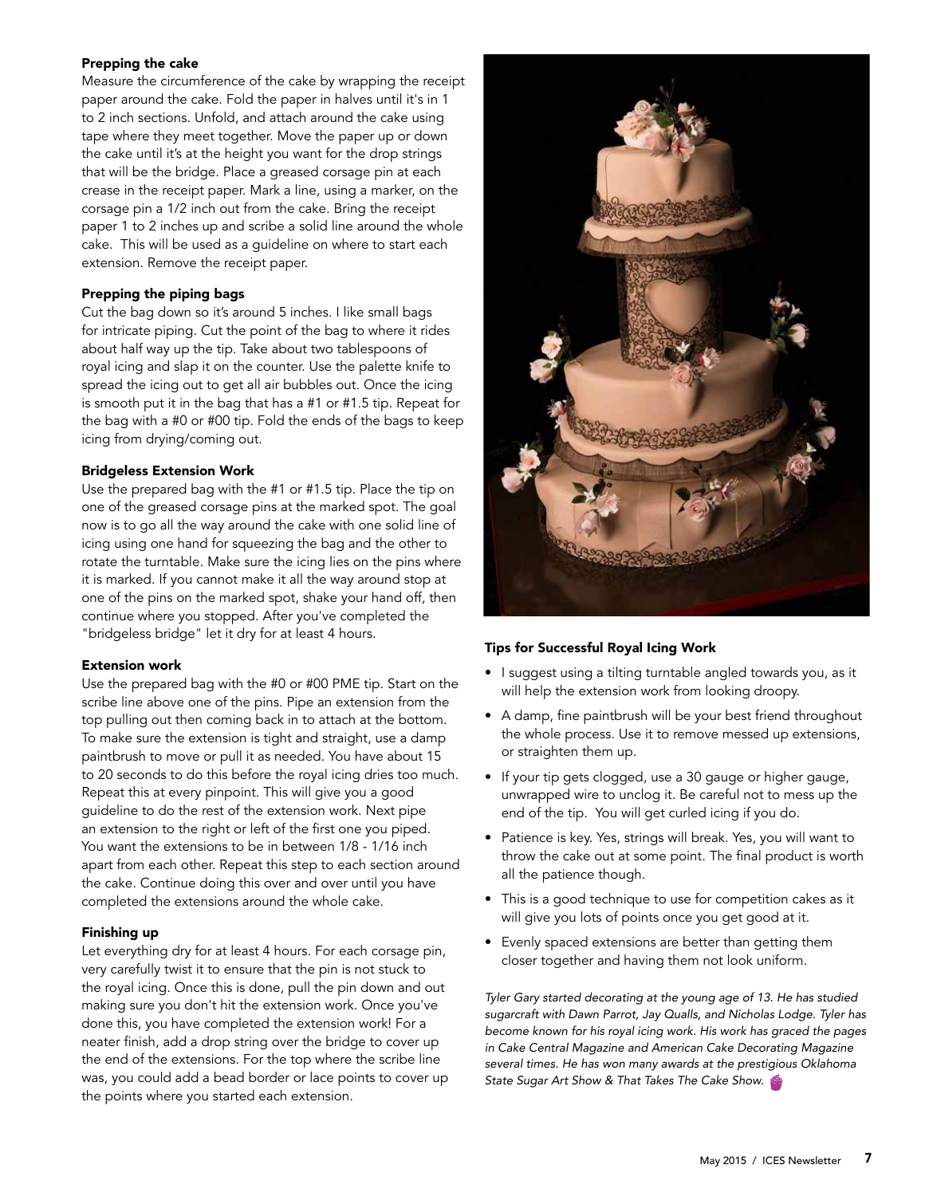#### Prepping the cake

Measure the circumference of the cake by wrapping the receipt paper around the cake. Fold the paper in halves until it's in 1 to 2 inch sections. Unfold, and attach around the cake using tape where they meet together. Move the paper up or down the cake until it's at the height you want for the drop strings that will be the bridge. Place a greased corsage pin at each crease in the receipt paper. Mark a line, using a marker, on the corsage pin a 1/2 inch out from the cake. Bring the receipt paper 1 to 2 inches up and scribe a solid line around the whole cake. This will be used as a guideline on where to start each extension. Remove the receipt paper.

#### Prepping the piping bags

Cut the bag down so it's around 5 inches. I like small bags for intricate piping. Cut the point of the bag to where it rides about half way up the tip. Take about two tablespoons of royal icing and slap it on the counter. Use the palette knife to spread the icing out to get all air bubbles out. Once the icing is smooth put it in the bag that has a #1 or #1.5 tip. Repeat for the bag with a #0 or #00 tip. Fold the ends of the bags to keep icing from drying/coming out.

#### Bridgeless Extension Work

Use the prepared bag with the #1 or #1.5 tip. Place the tip on one of the greased corsage pins at the marked spot. The goal now is to go all the way around the cake with one solid line of icing using one hand for squeezing the bag and the other to rotate the turntable. Make sure the icing lies on the pins where it is marked. If you cannot make it all the way around stop at one of the pins on the marked spot, shake your hand off, then continue where you stopped. After you've completed the "bridgeless bridge" let it dry for at least 4 hours.

#### Extension work

Use the prepared bag with the #0 or #00 PME tip. Start on the scribe line above one of the pins. Pipe an extension from the top pulling out then coming back in to attach at the bottom. To make sure the extension is tight and straight, use a damp paintbrush to move or pull it as needed. You have about 15 to 20 seconds to do this before the royal icing dries too much. Repeat this at every pinpoint. This will give you a good guideline to do the rest of the extension work. Next pipe an extension to the right or left of the first one you piped. You want the extensions to be in between 1/8 - 1/16 inch apart from each other. Repeat this step to each section around the cake. Continue doing this over and over until you have completed the extensions around the whole cake.

#### Finishing up

Let everything dry for at least 4 hours. For each corsage pin, very carefully twist it to ensure that the pin is not stuck to the royal icing. Once this is done, pull the pin down and out making sure you don't hit the extension work. Once you've done this, you have completed the extension work! For a neater finish, add a drop string over the bridge to cover up the end of the extensions. For the top where the scribe line was, you could add a bead border or lace points to cover up the points where you started each extension.

#### Tips for Successful Royal Icing Work

- I suggest using a tilting turntable angled towards you, as it will help the extension work from looking droopy.
- A damp, fine paintbrush will be your best friend throughout the whole process. Use it to remove messed up extensions, or straighten them up.
- If your tip gets clogged, use a 30 gauge or higher gauge, unwrapped wire to unclog it. Be careful not to mess up the end of the tip. You will get curled icing if you do.
- Patience is key. Yes, strings will break. Yes, you will want to throw the cake out at some point. The final product is worth all the patience though.
- This is a good technique to use for competition cakes as it will give you lots of points once you get good at it.
- Evenly spaced extensions are better than getting them closer together and having them not look uniform.

*Tyler Gary started decorating at the young age of 13. He has studied sugarcraft with Dawn Parrot, Jay Qualls, and Nicholas Lodge. Tyler has become known for his royal icing work. His work has graced the pages in Cake Central Magazine and American Cake Decorating Magazine several times. He has won many awards at the prestigious Oklahoma State Sugar Art Show & That Takes The Cake Show.*